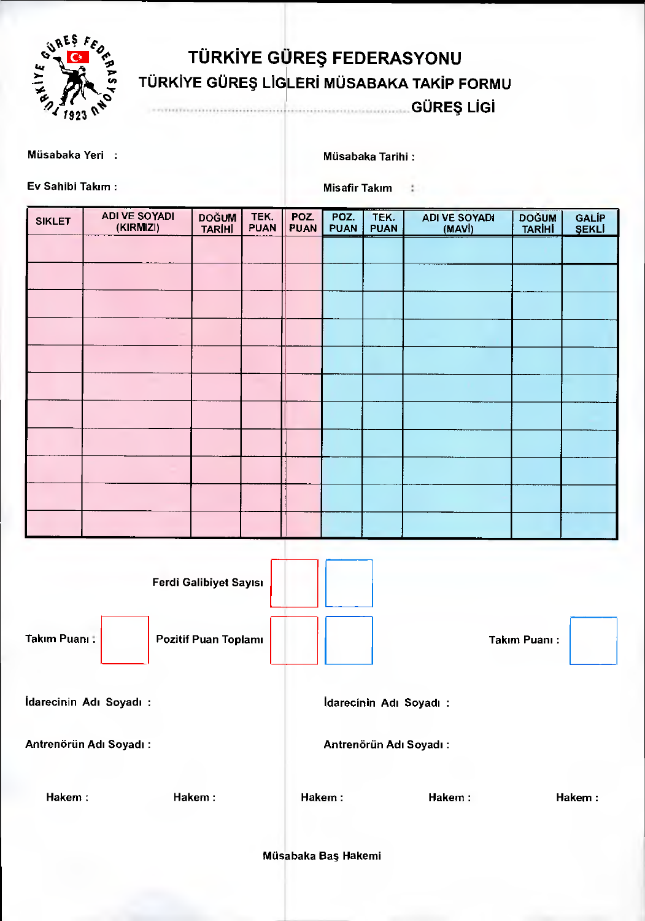# TÜRKİYE GÜREŞ FEDERASYONU

## TÜRKİYE GÜREŞ LİGLERİ MÜSABAKA TAKİP FORMU

## ........................................................................ GÜREŞ LİGİ

**Müsabaka Yeri :**

**Müsabaka Tarihi :**

**Ev Sahibi Takım :**

**Misafir Takım :**

| SIKLET | ADI VE SOYADI (KIRMIZI) | DOĞUM TARİHİ | TEK. PUAN | POZ. PUAN | POZ. PUAN | TEK. PUAN | ADI VE SOYADI (MAVİ) | DOĞUM TARİHİ | GALİP ŞEKLİ |
|---|---|---|---|---|---|---|---|---|---|
| | | | | | | | | | |
| | | | | | | | | | |
| | | | | | | | | | |
| | | | | | | | | | |
| | | | | | | | | | |
| | | | | | | | | | |
| | | | | | | | | | |
| | | | | | | | | | |
| | | | | | | | | | |
| | | | | | | | | | |
| | | | | | | | | | |

**Ferdi Galibiyet Sayısı**

**Takım Puanı :**

**Pozitif Puan Toplamı**

**Takım Puanı :**

**İdarecinin Adı Soyadı :**

**İdarecinin Adı Soyadı :**

**Antrenörün Adı Soyadı :**

**Antrenörün Adı Soyadı :**

**Hakem :** **Hakem :** **Hakem :** **Hakem :** **Hakem :**

**Müsabaka Baş Hakemi**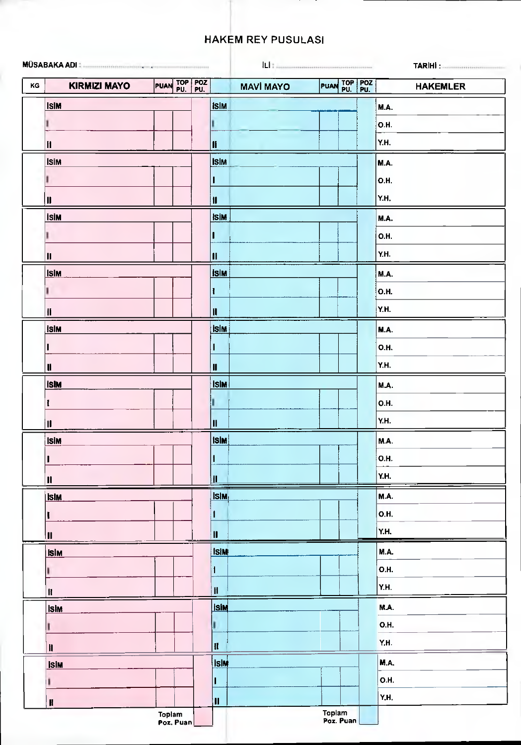# HAKEM REY PUSULASI

MÜSABAKA ADI : .................................................... İLİ : .................................................... TARİHİ : ....................................

| KG | KIRMIZI MAYO | PUAN | TOP PU. | POZ PU. | MAVİ MAYO | PUAN | TOP PU. | POZ PU. | HAKEMLER |
|---|---|---|---|---|---|---|---|---|---|
| | İSİM | | | | İSİM | | | | M.A. |
| | I | | | | I | | | | O.H. |
| | II | | | | II | | | | Y.H. |
| | İSİM | | | | İSİM | | | | M.A. |
| | I | | | | I | | | | O.H. |
| | II | | | | II | | | | Y.H. |
| | İSİM | | | | İSİM | | | | M.A. |
| | I | | | | I | | | | O.H. |
| | II | | | | II | | | | Y.H. |
| | İSİM | | | | İSİM | | | | M.A. |
| | I | | | | I | | | | O.H. |
| | II | | | | II | | | | Y.H. |
| | İSİM | | | | İSİM | | | | M.A. |
| | I | | | | I | | | | O.H. |
| | II | | | | II | | | | Y.H. |
| | İSİM | | | | İSİM | | | | M.A. |
| | I | | | | I | | | | O.H. |
| | II | | | | II | | | | Y.H. |
| | İSİM | | | | İSİM | | | | M.A. |
| | I | | | | I | | | | O.H. |
| | II | | | | II | | | | Y.H. |
| | İSİM | | | | İSİM | | | | M.A. |
| | I | | | | I | | | | O.H. |
| | II | | | | II | | | | Y.H. |
| | İSİM | | | | İSİM | | | | M.A. |
| | I | | | | I | | | | O.H. |
| | II | | | | II | | | | Y.H. |
| | İSİM | | | | İSİM | | | | M.A. |
| | I | | | | I | | | | O.H. |
| | II | | | | II | | | | Y.H. |
| | İSİM | | | | İSİM | | | | M.A. |
| | I | | | | I | | | | O.H. |
| | II | | | | II | | | | Y.H. |
| | | Toplam Poz. Puan | | | | Toplam Poz. Puan | | | |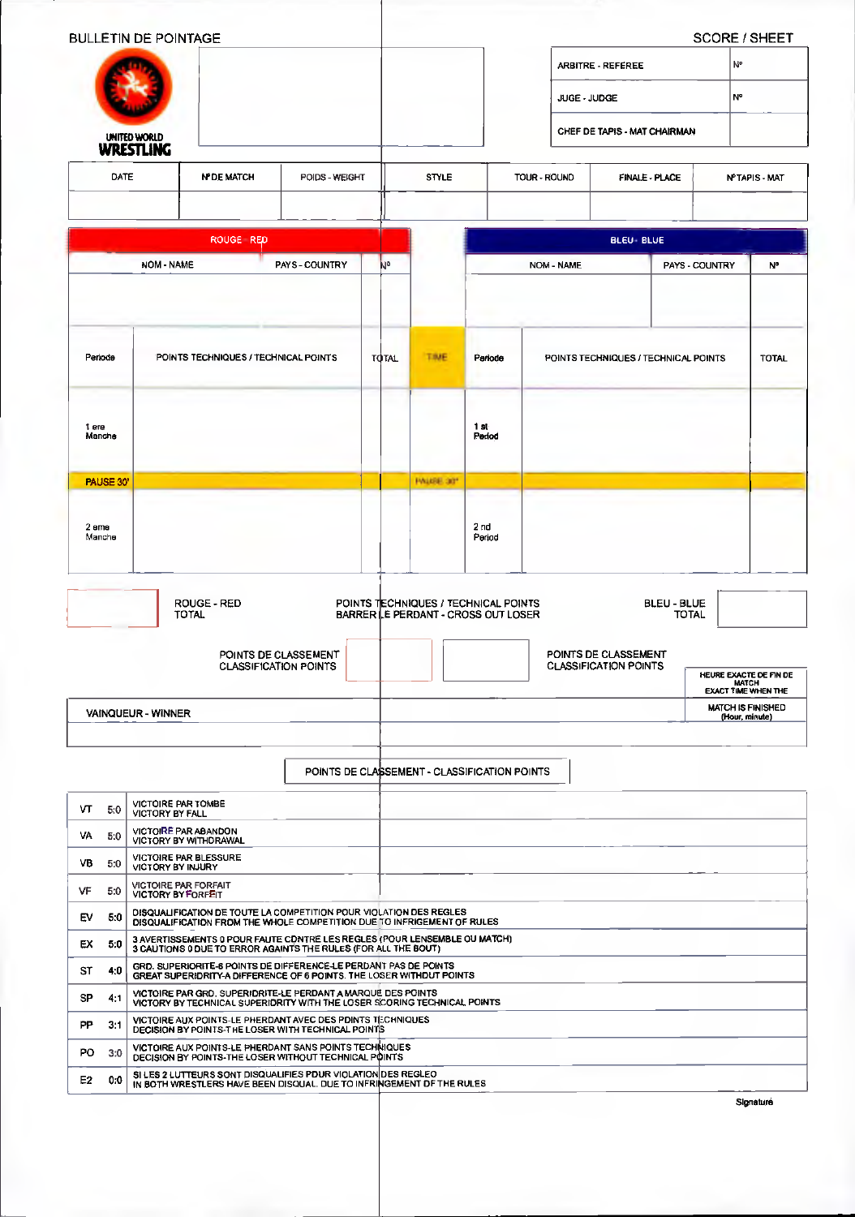BULLETIN DE POINTAGE

SCORE / SHEET

UNITED WORLD WRESTLING

| | |
|---|---|
| ARBITRE - REFEREE | N° |
| JUGE - JUDGE | N° |
| CHEF DE TAPIS - MAT CHAIRMAN | |

| DATE | N° DE MATCH | POIDS - WEIGHT | STYLE | TOUR - ROUND | FINALE - PLACE | N° TAPIS - MAT |
|---|---|---|---|---|---|---|
| | | | | | | |

| ROUGE - RED | | | | | BLEU - BLUE | | |
|---|---|---|---|---|---|---|---|
| NOM - NAME | PAYS - COUNTRY | N° | | | NOM - NAME | PAYS - COUNTRY | N° |
| | | | | | | | |
| Periode | POINTS TECHNIQUES / TECHNICAL POINTS | TOTAL | TIME | Periode | POINTS TECHNIQUES / TECHNICAL POINTS | | TOTAL |
| 1 ere Manche | | | | 1 st Period | | | |
| PAUSE 30' | | | PAUSE 30' | | | | |
| 2 eme Manche | | | | 2 nd Period | | | |

ROUGE - RED TOTAL

POINTS TECHNIQUES / TECHNICAL POINTS
BARRER LE PERDANT - CROSS OUT LOSER

BLEU - BLUE TOTAL

POINTS DE CLASSEMENT
CLASSIFICATION POINTS

POINTS DE CLASSEMENT
CLASSIFICATION POINTS

HEURE EXACTE DE FIN DE MATCH
EXACT TIME WHEN THE MATCH IS FINISHED
(Hour, minute)

VAINQUEUR - WINNER

POINTS DE CLASSEMENT - CLASSIFICATION POINTS

| | | |
|---|---|---|
| VT | 5:0 | VICTOIRE PAR TOMBE<br>VICTORY BY FALL |
| VA | 5:0 | VICTOIRE PAR ABANDON<br>VICTORY BY WITHDRAWAL |
| VB | 5:0 | VICTOIRE PAR BLESSURE<br>VICTORY BY INJURY |
| VF | 5:0 | VICTOIRE PAR FORFAIT<br>VICTORY BY FORFEIT |
| EV | 5:0 | DISQUALIFICATION DE TOUTE LA COMPETITION POUR VIOLATION DES REGLES<br>DISQUALIFICATION FROM THE WHOLE COMPETITION DUE TO INFRIGEMENT OF RULES |
| EX | 5:0 | 3 AVERTISSEMENTS 0 POUR FAUTE CONTRE LES REGLES (POUR LENSEMBLE OU MATCH)<br>3 CAUTIONS 0 DUE TO ERROR AGAINTS THE RULES (FOR ALL THE BOUT) |
| ST | 4:0 | GRD. SUPERIORITE-6 POINTS DE DIFFERENCE-LE PERDANT PAS DE POINTS<br>GREAT SUPERIORITY-A DIFFERENCE OF 6 POINTS. THE LOSER WITHOUT POINTS |
| SP | 4:1 | VICTOIRE PAR GRD. SUPERIORITE-LE PERDANT A MARQUE DES POINTS<br>VICTORY BY TECHNICAL SUPERIORITY WITH THE LOSER SCORING TECHNICAL POINTS |
| PP | 3:1 | VICTOIRE AUX POINTS-LE PHERDANT AVEC DES POINTS TECHNIQUES<br>DECISION BY POINTS-THE LOSER WITH TECHNICAL POINTS |
| PO | 3:0 | VICTOIRE AUX POINTS-LE PHERDANT SANS POINTS TECHNIQUES<br>DECISION BY POINTS-THE LOSER WITHOUT TECHNICAL POINTS |
| E2 | 0:0 | SI LES 2 LUTTEURS SONT DISQUALIFIES POUR VIOLATION DES REGLEO<br>IN BOTH WRESTLERS HAVE BEEN DISQUAL. DUE TO INFRINGEMENT OF THE RULES |

Signature